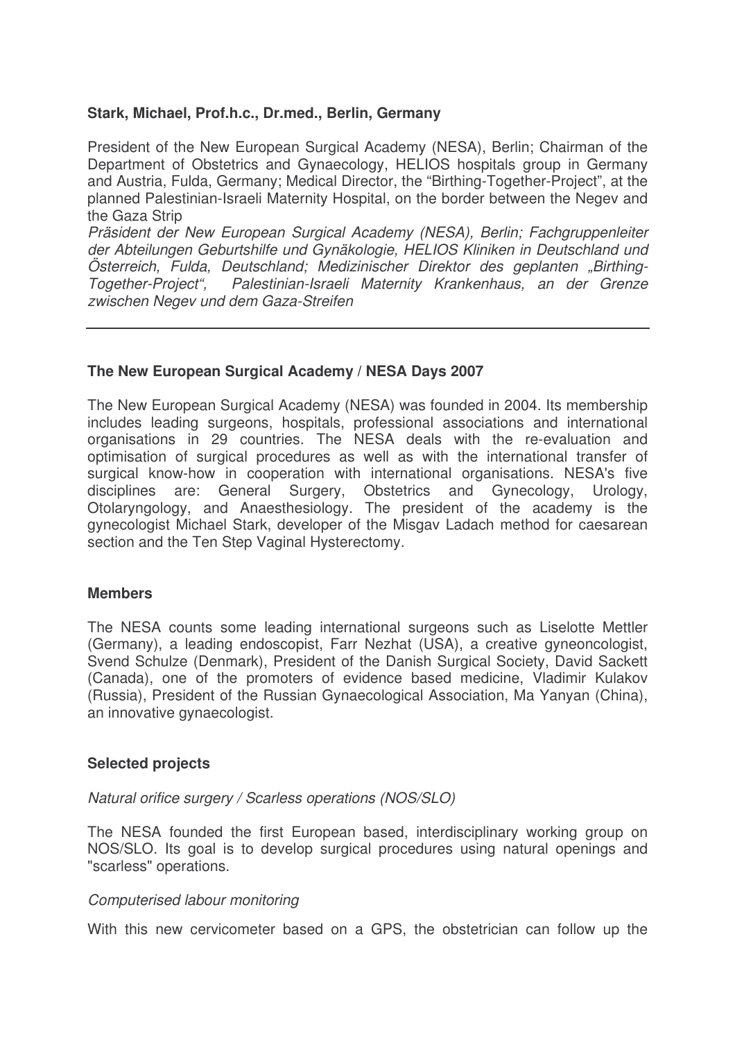**Stark, Michael, Prof.h.c., Dr.med., Berlin, Germany**

President of the New European Surgical Academy (NESA), Berlin; Chairman of the Department of Obstetrics and Gynaecology, HELIOS hospitals group in Germany and Austria, Fulda, Germany; Medical Director, the "Birthing-Together-Project", at the planned Palestinian-Israeli Maternity Hospital, on the border between the Negev and the Gaza Strip

*Präsident der New European Surgical Academy (NESA), Berlin; Fachgruppenleiter der Abteilungen Geburtshilfe und Gynäkologie, HELIOS Kliniken in Deutschland und Österreich, Fulda, Deutschland; Medizinischer Direktor des geplanten „Birthing-Together-Project", Palestinian-Israeli Maternity Krankenhaus, an der Grenze zwischen Negev und dem Gaza-Streifen*

---

**The New European Surgical Academy / NESA Days 2007**

The New European Surgical Academy (NESA) was founded in 2004. Its membership includes leading surgeons, hospitals, professional associations and international organisations in 29 countries. The NESA deals with the re-evaluation and optimisation of surgical procedures as well as with the international transfer of surgical know-how in cooperation with international organisations. NESA's five disciplines are: General Surgery, Obstetrics and Gynecology, Urology, Otolaryngology, and Anaesthesiology. The president of the academy is the gynecologist Michael Stark, developer of the Misgav Ladach method for caesarean section and the Ten Step Vaginal Hysterectomy.

**Members**

The NESA counts some leading international surgeons such as Liselotte Mettler (Germany), a leading endoscopist, Farr Nezhat (USA), a creative gyneoncologist, Svend Schulze (Denmark), President of the Danish Surgical Society, David Sackett (Canada), one of the promoters of evidence based medicine, Vladimir Kulakov (Russia), President of the Russian Gynaecological Association, Ma Yanyan (China), an innovative gynaecologist.

**Selected projects**

*Natural orifice surgery / Scarless operations (NOS/SLO)*

The NESA founded the first European based, interdisciplinary working group on NOS/SLO. Its goal is to develop surgical procedures using natural openings and "scarless" operations.

*Computerised labour monitoring*

With this new cervicometer based on a GPS, the obstetrician can follow up the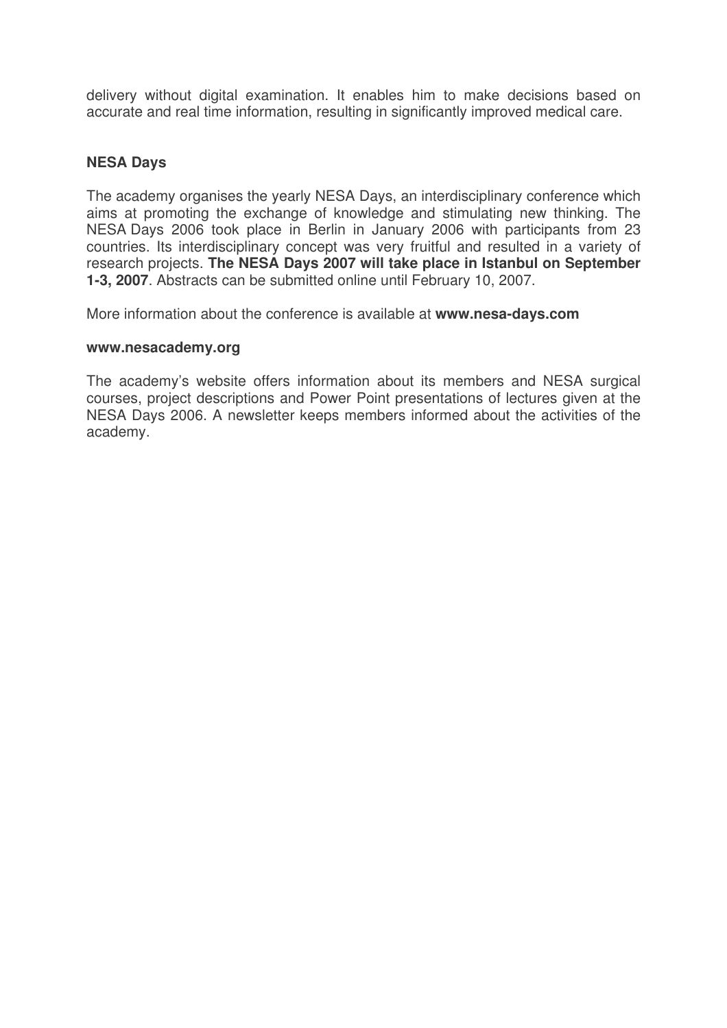delivery without digital examination. It enables him to make decisions based on accurate and real time information, resulting in significantly improved medical care.

**NESA Days**

The academy organises the yearly NESA Days, an interdisciplinary conference which aims at promoting the exchange of knowledge and stimulating new thinking. The NESA Days 2006 took place in Berlin in January 2006 with participants from 23 countries. Its interdisciplinary concept was very fruitful and resulted in a variety of research projects. **The NESA Days 2007 will take place in Istanbul on September 1-3, 2007**. Abstracts can be submitted online until February 10, 2007.

More information about the conference is available at **www.nesa-days.com**

**www.nesacademy.org**

The academy's website offers information about its members and NESA surgical courses, project descriptions and Power Point presentations of lectures given at the NESA Days 2006. A newsletter keeps members informed about the activities of the academy.